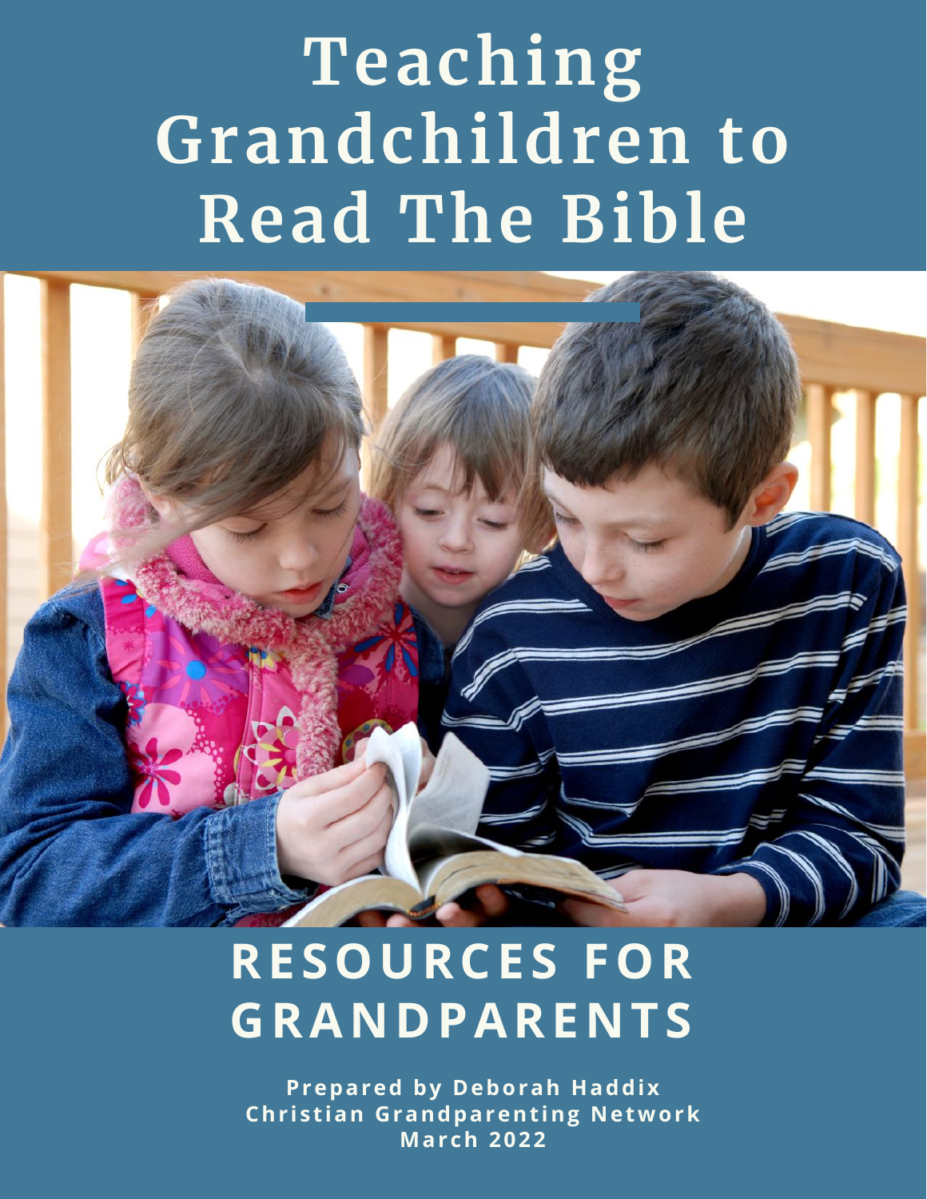# Teaching Grandchildren to Read The Bible

## RESOURCES FOR GRANDPARENTS

**Prepared by Deborah Haddix**
**Christian Grandparenting Network**
**March 2022**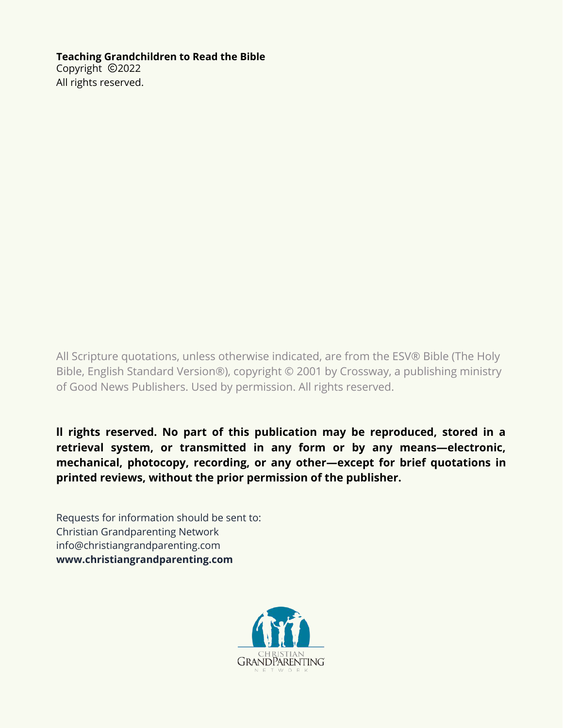**Teaching Grandchildren to Read the Bible**
Copyright ©2022
All rights reserved.

All Scripture quotations, unless otherwise indicated, are from the ESV® Bible (The Holy Bible, English Standard Version®), copyright © 2001 by Crossway, a publishing ministry of Good News Publishers. Used by permission. All rights reserved.

**ll rights reserved. No part of this publication may be reproduced, stored in a retrieval system, or transmitted in any form or by any means—electronic, mechanical, photocopy, recording, or any other—except for brief quotations in printed reviews, without the prior permission of the publisher.**

Requests for information should be sent to:
Christian Grandparenting Network
info@christiangrandparenting.com
**www.christiangrandparenting.com**

CHRISTIAN
GRANDPARENTING
NETWORK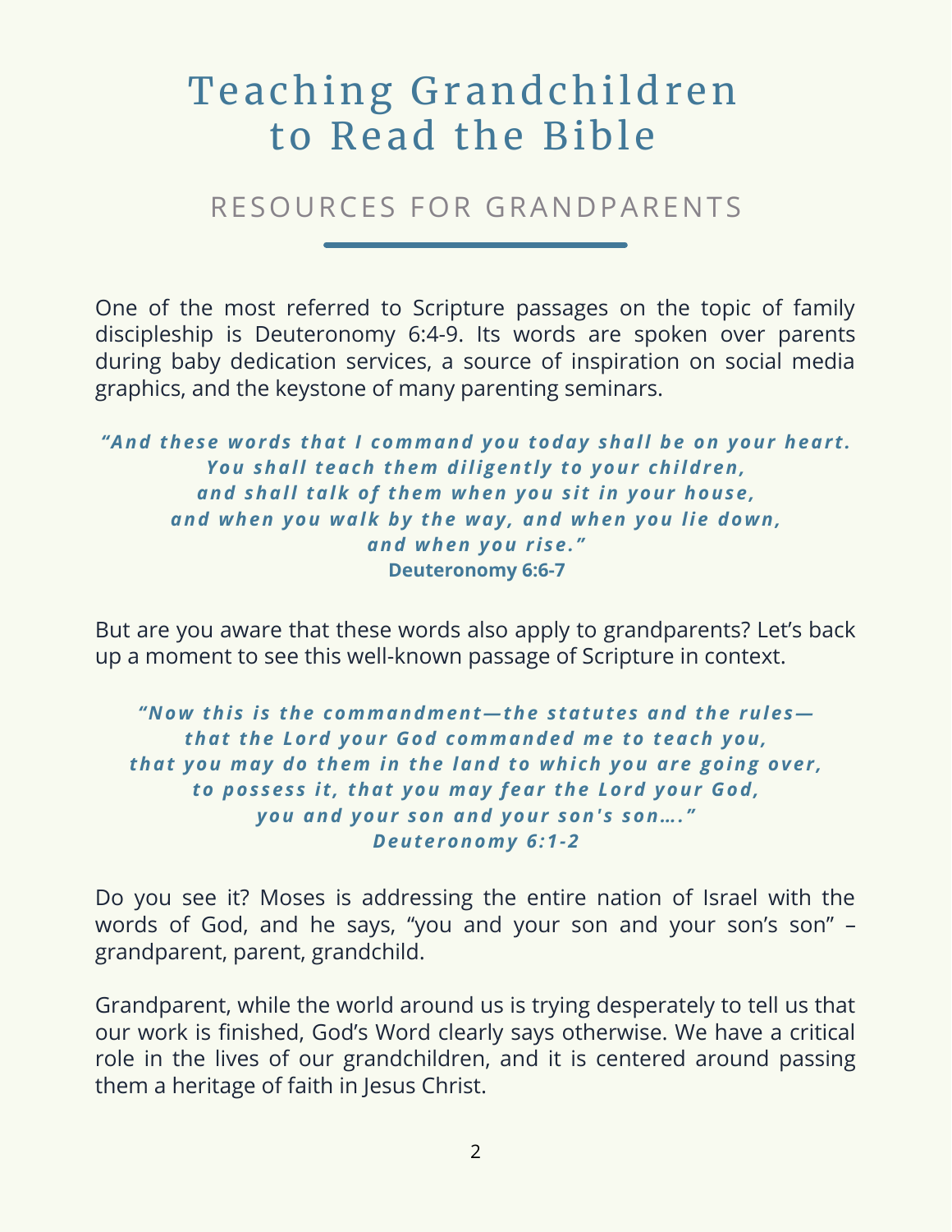# Teaching Grandchildren to Read the Bible

## RESOURCES FOR GRANDPARENTS

One of the most referred to Scripture passages on the topic of family discipleship is Deuteronomy 6:4-9. Its words are spoken over parents during baby dedication services, a source of inspiration on social media graphics, and the keystone of many parenting seminars.

> ***"And these words that I command you today shall be on your heart. You shall teach them diligently to your children, and shall talk of them when you sit in your house, and when you walk by the way, and when you lie down, and when you rise."***
> **Deuteronomy 6:6-7**

But are you aware that these words also apply to grandparents? Let's back up a moment to see this well-known passage of Scripture in context.

> ***"Now this is the commandment—the statutes and the rules— that the Lord your God commanded me to teach you, that you may do them in the land to which you are going over, to possess it, that you may fear the Lord your God, you and your son and your son's son…."***
> ***Deuteronomy 6:1-2***

Do you see it? Moses is addressing the entire nation of Israel with the words of God, and he says, "you and your son and your son's son" – grandparent, parent, grandchild.

Grandparent, while the world around us is trying desperately to tell us that our work is finished, God's Word clearly says otherwise. We have a critical role in the lives of our grandchildren, and it is centered around passing them a heritage of faith in Jesus Christ.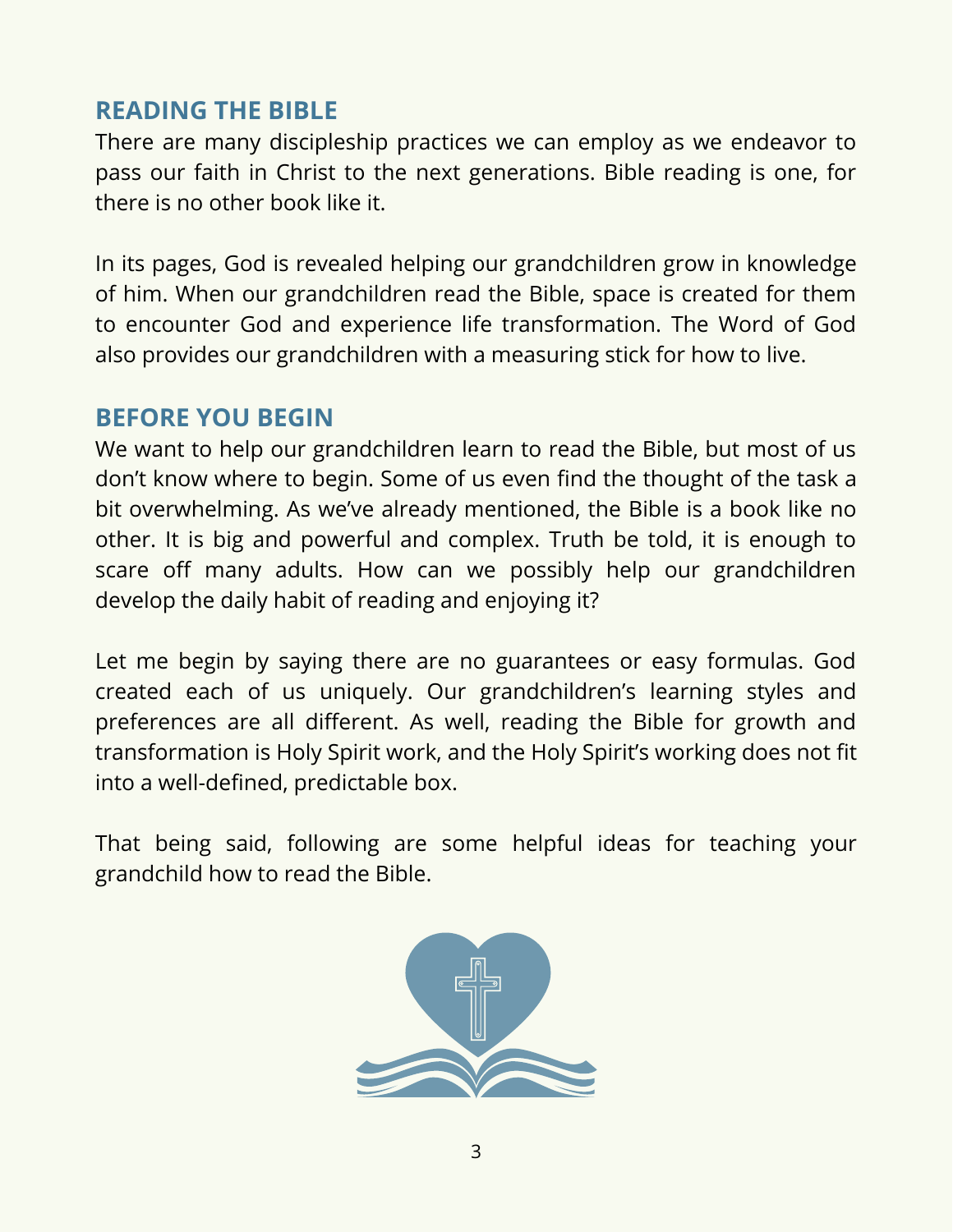## READING THE BIBLE

There are many discipleship practices we can employ as we endeavor to pass our faith in Christ to the next generations. Bible reading is one, for there is no other book like it.

In its pages, God is revealed helping our grandchildren grow in knowledge of him. When our grandchildren read the Bible, space is created for them to encounter God and experience life transformation. The Word of God also provides our grandchildren with a measuring stick for how to live.

## BEFORE YOU BEGIN

We want to help our grandchildren learn to read the Bible, but most of us don't know where to begin. Some of us even find the thought of the task a bit overwhelming. As we've already mentioned, the Bible is a book like no other. It is big and powerful and complex. Truth be told, it is enough to scare off many adults. How can we possibly help our grandchildren develop the daily habit of reading and enjoying it?

Let me begin by saying there are no guarantees or easy formulas. God created each of us uniquely. Our grandchildren's learning styles and preferences are all different. As well, reading the Bible for growth and transformation is Holy Spirit work, and the Holy Spirit's working does not fit into a well-defined, predictable box.

That being said, following are some helpful ideas for teaching your grandchild how to read the Bible.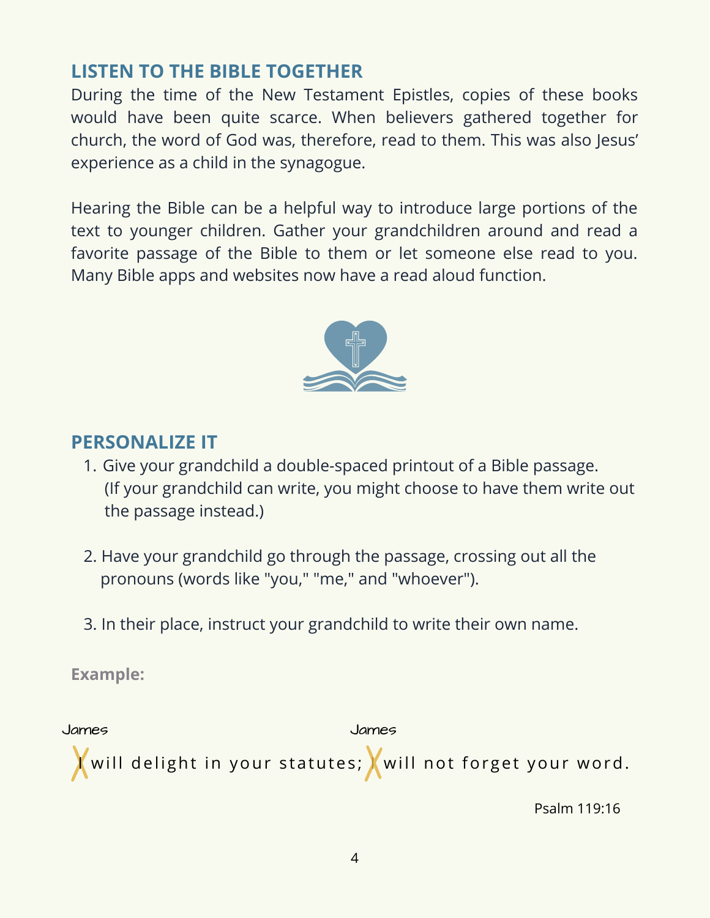## LISTEN TO THE BIBLE TOGETHER

During the time of the New Testament Epistles, copies of these books would have been quite scarce. When believers gathered together for church, the word of God was, therefore, read to them. This was also Jesus' experience as a child in the synagogue.

Hearing the Bible can be a helpful way to introduce large portions of the text to younger children. Gather your grandchildren around and read a favorite passage of the Bible to them or let someone else read to you. Many Bible apps and websites now have a read aloud function.

## PERSONALIZE IT

1. Give your grandchild a double-spaced printout of a Bible passage. (If your grandchild can write, you might choose to have them write out the passage instead.)
2. Have your grandchild go through the passage, crossing out all the pronouns (words like "you," "me," and "whoever").
3. In their place, instruct your grandchild to write their own name.

**Example:**

James / James

~~I~~ will delight in your statutes; ~~I~~ will not forget your word.

Psalm 119:16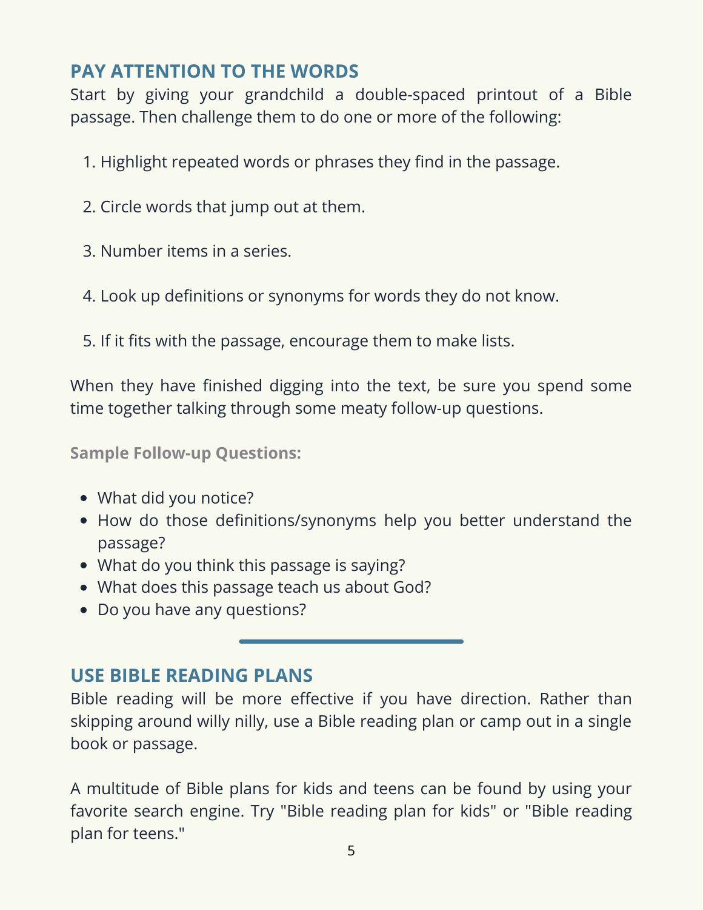## PAY ATTENTION TO THE WORDS

Start by giving your grandchild a double-spaced printout of a Bible passage. Then challenge them to do one or more of the following:

1. Highlight repeated words or phrases they find in the passage.
2. Circle words that jump out at them.
3. Number items in a series.
4. Look up definitions or synonyms for words they do not know.
5. If it fits with the passage, encourage them to make lists.

When they have finished digging into the text, be sure you spend some time together talking through some meaty follow-up questions.

**Sample Follow-up Questions:**

- What did you notice?
- How do those definitions/synonyms help you better understand the passage?
- What do you think this passage is saying?
- What does this passage teach us about God?
- Do you have any questions?

---

## USE BIBLE READING PLANS

Bible reading will be more effective if you have direction. Rather than skipping around willy nilly, use a Bible reading plan or camp out in a single book or passage.

A multitude of Bible plans for kids and teens can be found by using your favorite search engine. Try "Bible reading plan for kids" or "Bible reading plan for teens."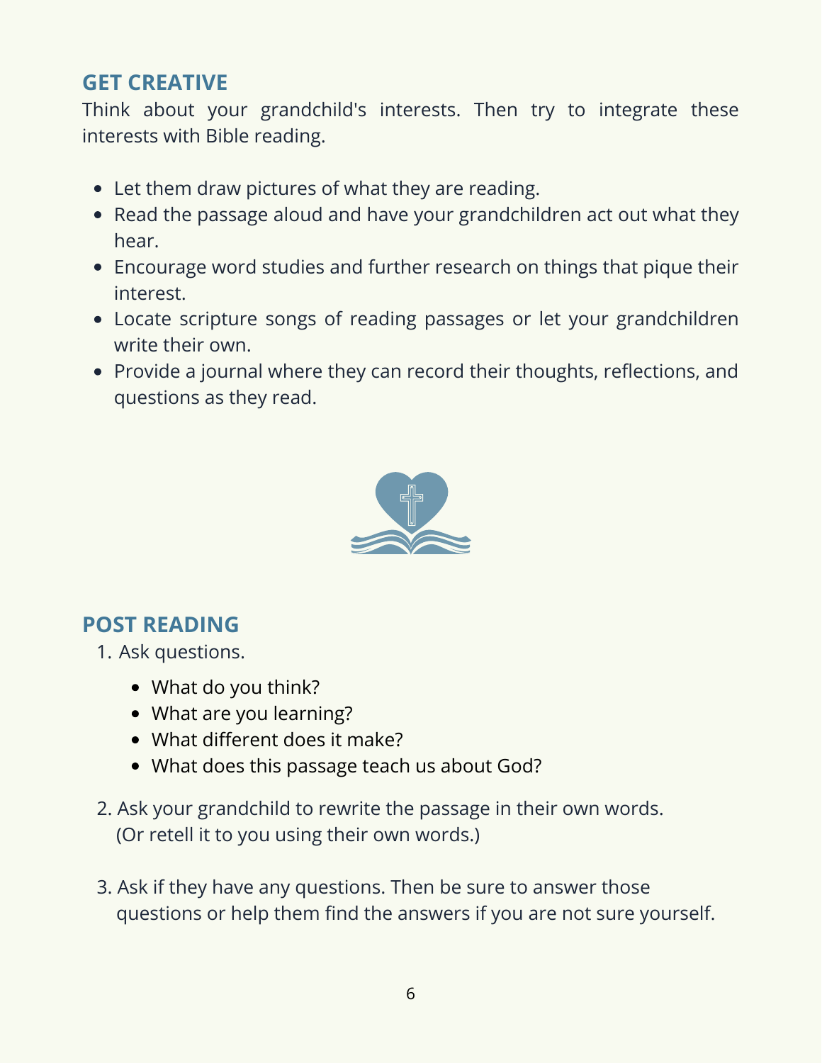## GET CREATIVE

Think about your grandchild's interests. Then try to integrate these interests with Bible reading.

- Let them draw pictures of what they are reading.
- Read the passage aloud and have your grandchildren act out what they hear.
- Encourage word studies and further research on things that pique their interest.
- Locate scripture songs of reading passages or let your grandchildren write their own.
- Provide a journal where they can record their thoughts, reflections, and questions as they read.

## POST READING

1. Ask questions.
    - What do you think?
    - What are you learning?
    - What different does it make?
    - What does this passage teach us about God?
2. Ask your grandchild to rewrite the passage in their own words. (Or retell it to you using their own words.)
3. Ask if they have any questions. Then be sure to answer those questions or help them find the answers if you are not sure yourself.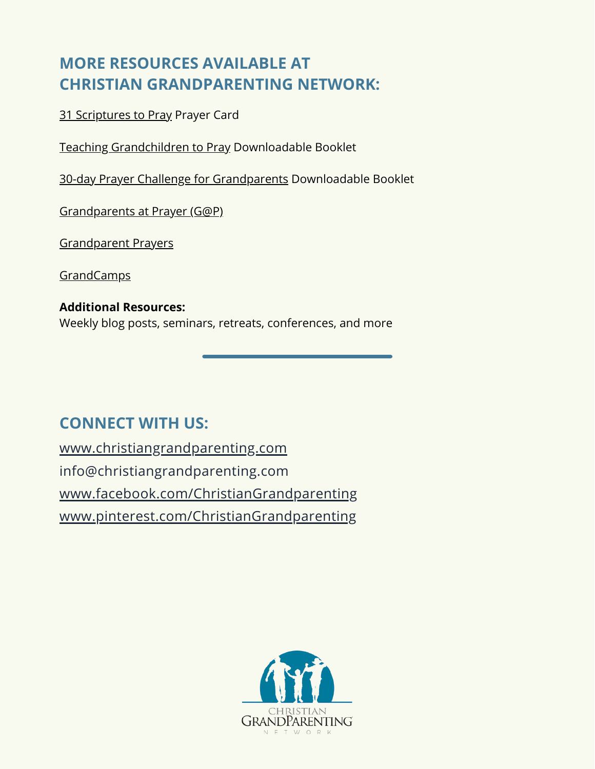## MORE RESOURCES AVAILABLE AT CHRISTIAN GRANDPARENTING NETWORK:

31 Scriptures to Pray Prayer Card

Teaching Grandchildren to Pray Downloadable Booklet

30-day Prayer Challenge for Grandparents Downloadable Booklet

Grandparents at Prayer (G@P)

Grandparent Prayers

GrandCamps

**Additional Resources:**
Weekly blog posts, seminars, retreats, conferences, and more

## CONNECT WITH US:

www.christiangrandparenting.com
info@christiangrandparenting.com
www.facebook.com/ChristianGrandparenting
www.pinterest.com/ChristianGrandparenting